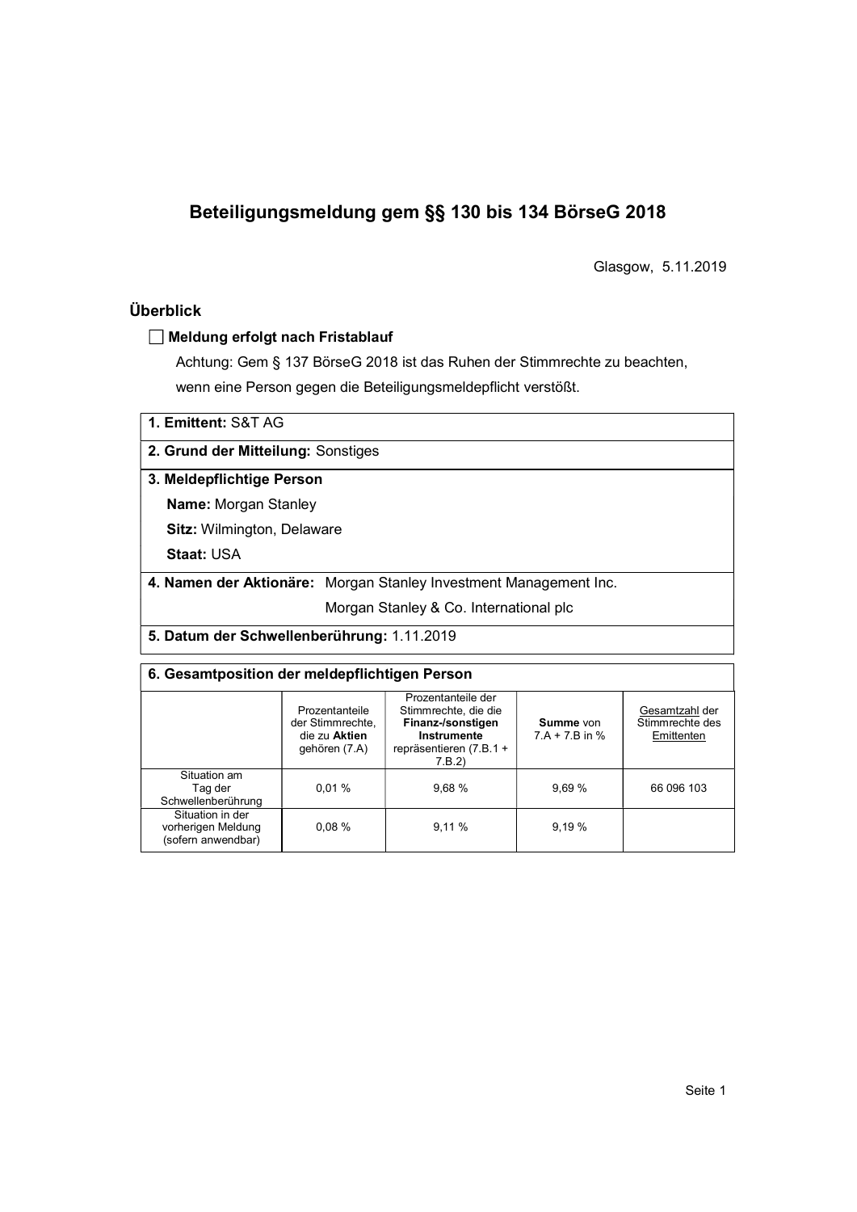# Beteiligungsmeldung gem §§ 130 bis 134 BörseG 2018

Glasgow, 5.11.2019

## Überblick

☐ **Meldung erfolgt nach Fristablauf**

Achtung: Gem § 137 BörseG 2018 ist das Ruhen der Stimmrechte zu beachten, wenn eine Person gegen die Beteiligungsmeldepflicht verstößt.

**1. Emittent:** S&T AG

**2. Grund der Mitteilung:** Sonstiges

**3. Meldepflichtige Person**

**Name:** Morgan Stanley

**Sitz:** Wilmington, Delaware

**Staat:** USA

**4. Namen der Aktionäre:** Morgan Stanley Investment Management Inc.
Morgan Stanley & Co. International plc

**5. Datum der Schwellenberührung:** 1.11.2019

**6. Gesamtposition der meldepflichtigen Person**

| | Prozentanteile der Stimmrechte, die zu **Aktien** gehören (7.A) | Prozentanteile der Stimmrechte, die die **Finanz-/sonstigen Instrumente** repräsentieren (7.B.1 + 7.B.2) | **Summe** von 7.A + 7.B in % | Gesamtzahl der Stimmrechte des Emittenten |
|---|---|---|---|---|
| Situation am Tag der Schwellenberührung | 0,01 % | 9,68 % | 9,69 % | 66 096 103 |
| Situation in der vorherigen Meldung (sofern anwendbar) | 0,08 % | 9,11 % | 9,19 % | |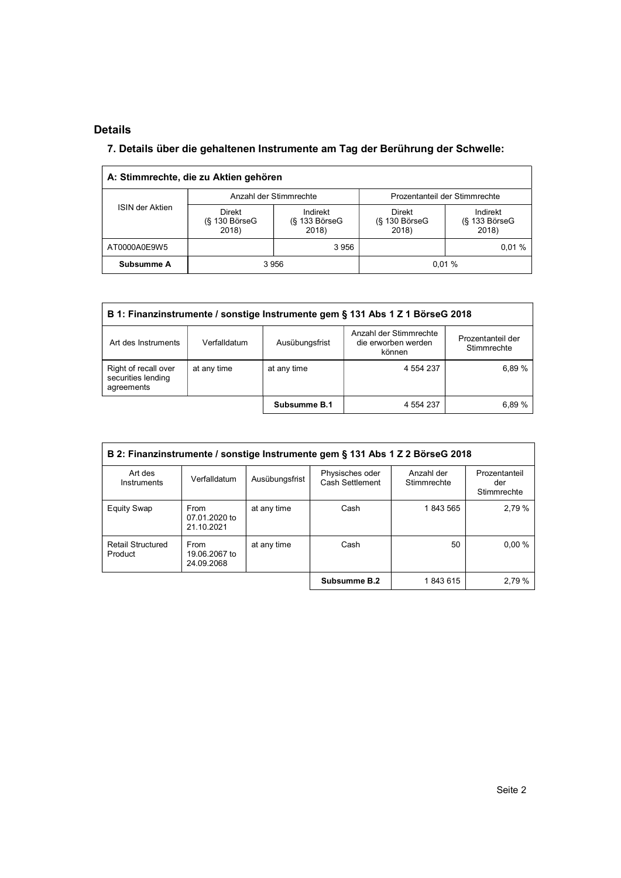## Details

### 7. Details über die gehaltenen Instrumente am Tag der Berührung der Schwelle:

| A: Stimmrechte, die zu Aktien gehören | | | | |
|---|---|---|---|---|
| ISIN der Aktien | Anzahl der Stimmrechte | | Prozentanteil der Stimmrechte | |
| | Direkt (§ 130 BörseG 2018) | Indirekt (§ 133 BörseG 2018) | Direkt (§ 130 BörseG 2018) | Indirekt (§ 133 BörseG 2018) |
| AT0000A0E9W5 | | 3 956 | | 0,01 % |
| **Subsumme A** | 3 956 | | 0,01 % | |

| B 1: Finanzinstrumente / sonstige Instrumente gem § 131 Abs 1 Z 1 BörseG 2018 | | | | |
|---|---|---|---|---|
| Art des Instruments | Verfalldatum | Ausübungsfrist | Anzahl der Stimmrechte die erworben werden können | Prozentanteil der Stimmrechte |
| Right of recall over securities lending agreements | at any time | at any time | 4 554 237 | 6,89 % |
| | | **Subsumme B.1** | 4 554 237 | 6,89 % |

| B 2: Finanzinstrumente / sonstige Instrumente gem § 131 Abs 1 Z 2 BörseG 2018 | | | | | |
|---|---|---|---|---|---|
| Art des Instruments | Verfalldatum | Ausübungsfrist | Physisches oder Cash Settlement | Anzahl der Stimmrechte | Prozentanteil der Stimmrechte |
| Equity Swap | From 07.01.2020 to 21.10.2021 | at any time | Cash | 1 843 565 | 2,79 % |
| Retail Structured Product | From 19.06.2067 to 24.09.2068 | at any time | Cash | 50 | 0,00 % |
| | | | **Subsumme B.2** | 1 843 615 | 2,79 % |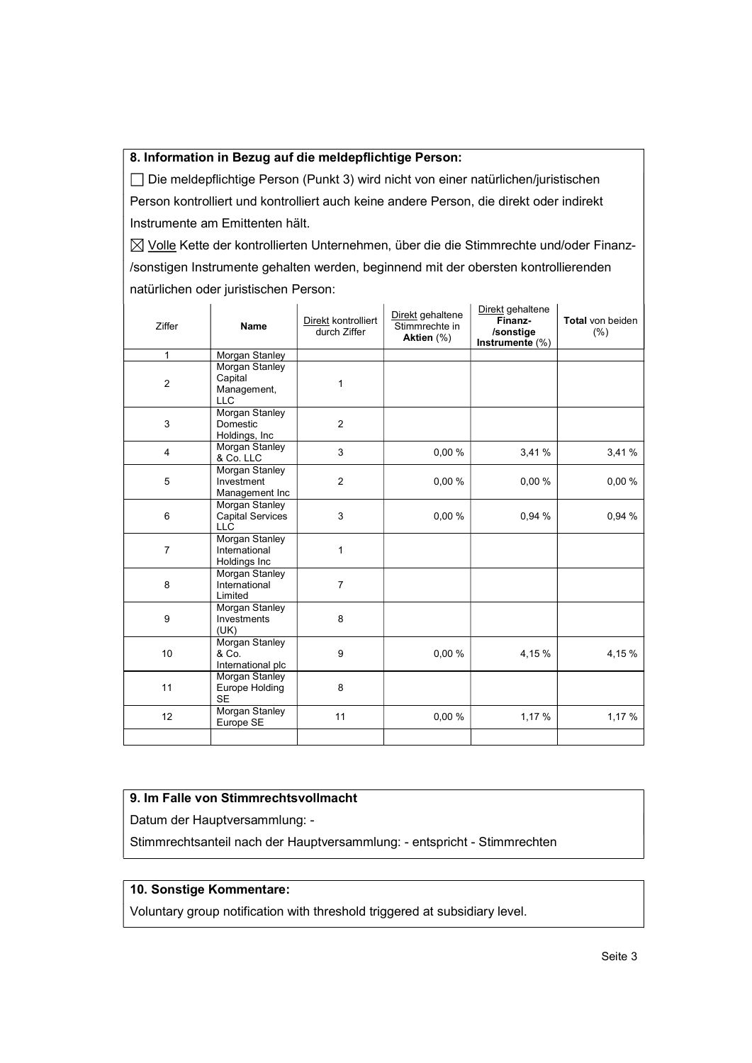## 8. Information in Bezug auf die meldepflichtige Person:

☐ Die meldepflichtige Person (Punkt 3) wird nicht von einer natürlichen/juristischen Person kontrolliert und kontrolliert auch keine andere Person, die direkt oder indirekt Instrumente am Emittenten hält.

☒ Volle Kette der kontrollierten Unternehmen, über die die Stimmrechte und/oder Finanz-/sonstigen Instrumente gehalten werden, beginnend mit der obersten kontrollierenden natürlichen oder juristischen Person:

| Ziffer | Name | Direkt kontrolliert durch Ziffer | Direkt gehaltene Stimmrechte in **Aktien** (%) | Direkt gehaltene **Finanz-/sonstige Instrumente** (%) | **Total** von beiden (%) |
|---|---|---|---|---|---|
| 1 | Morgan Stanley | | | | |
| 2 | Morgan Stanley Capital Management, LLC | 1 | | | |
| 3 | Morgan Stanley Domestic Holdings, Inc | 2 | | | |
| 4 | Morgan Stanley & Co. LLC | 3 | 0,00 % | 3,41 % | 3,41 % |
| 5 | Morgan Stanley Investment Management Inc | 2 | 0,00 % | 0,00 % | 0,00 % |
| 6 | Morgan Stanley Capital Services LLC | 3 | 0,00 % | 0,94 % | 0,94 % |
| 7 | Morgan Stanley International Holdings Inc | 1 | | | |
| 8 | Morgan Stanley International Limited | 7 | | | |
| 9 | Morgan Stanley Investments (UK) | 8 | | | |
| 10 | Morgan Stanley & Co. International plc | 9 | 0,00 % | 4,15 % | 4,15 % |
| 11 | Morgan Stanley Europe Holding SE | 8 | | | |
| 12 | Morgan Stanley Europe SE | 11 | 0,00 % | 1,17 % | 1,17 % |
| | | | | | |

## 9. Im Falle von Stimmrechtsvollmacht

Datum der Hauptversammlung: -

Stimmrechtsanteil nach der Hauptversammlung: - entspricht - Stimmrechten

## 10. Sonstige Kommentare:

Voluntary group notification with threshold triggered at subsidiary level.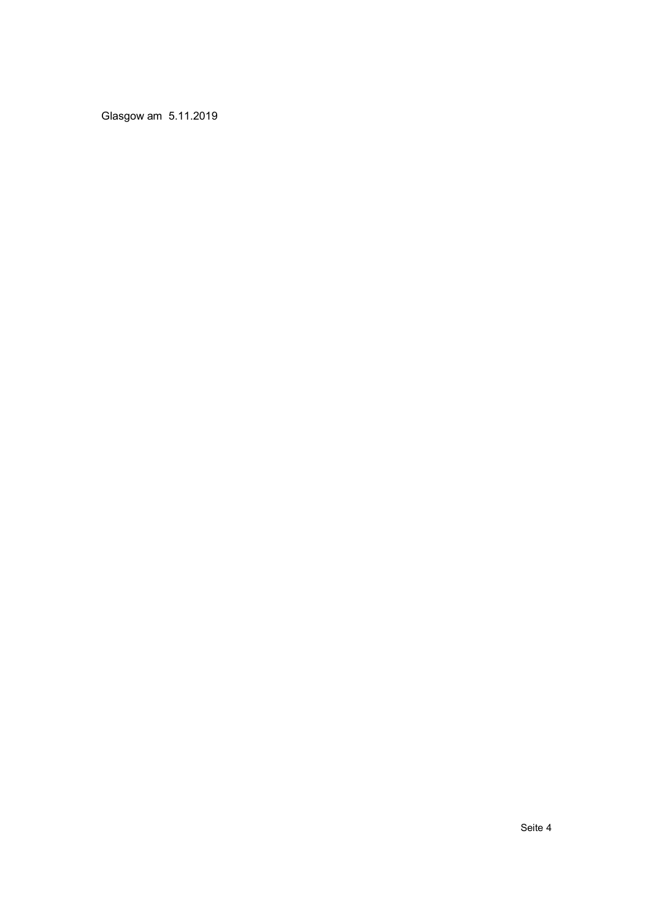Glasgow am  5.11.2019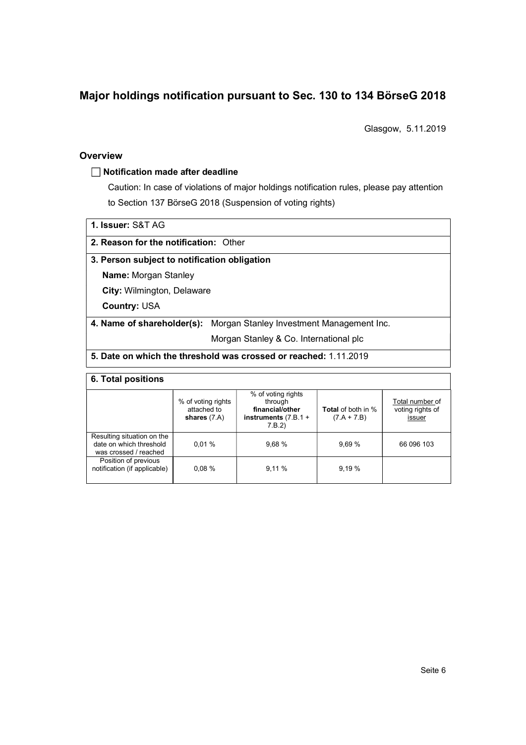# Major holdings notification pursuant to Sec. 130 to 134 BörseG 2018

Glasgow, 5.11.2019

## Overview

☐ **Notification made after deadline**

Caution: In case of violations of major holdings notification rules, please pay attention to Section 137 BörseG 2018 (Suspension of voting rights)

| **1. Issuer:** S&T AG |
|---|
| **2. Reason for the notification:** Other |
| **3. Person subject to notification obligation**<br>**Name:** Morgan Stanley<br>**City:** Wilmington, Delaware<br>**Country:** USA |
| **4. Name of shareholder(s):** Morgan Stanley Investment Management Inc.<br>Morgan Stanley & Co. International plc |
| **5. Date on which the threshold was crossed or reached:** 1.11.2019 |

**6. Total positions**

| | % of voting rights attached to **shares** (7.A) | % of voting rights through **financial/other instruments** (7.B.1 + 7.B.2) | **Total** of both in % (7.A + 7.B) | Total number of voting rights of issuer |
|---|---|---|---|---|
| Resulting situation on the date on which threshold was crossed / reached | 0,01 % | 9,68 % | 9,69 % | 66 096 103 |
| Position of previous notification (if applicable) | 0,08 % | 9,11 % | 9,19 % | |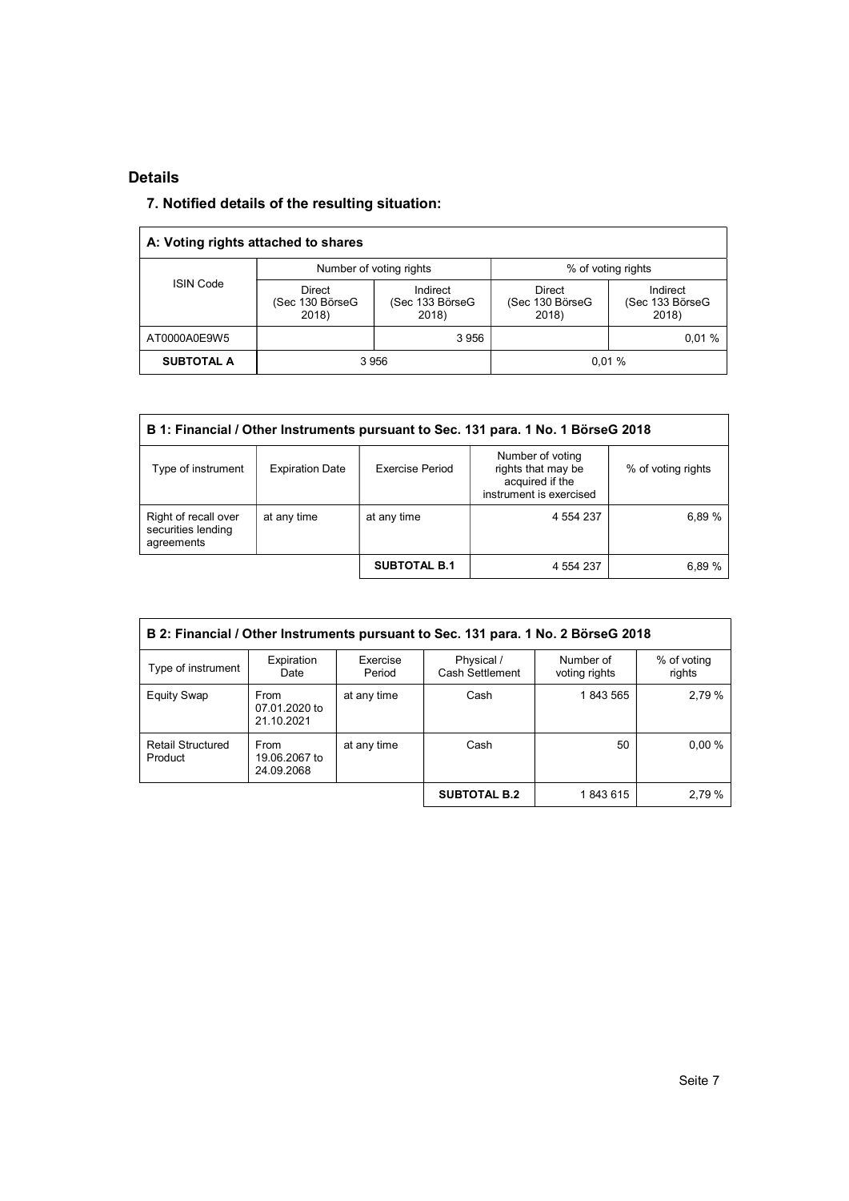## Details

### 7. Notified details of the resulting situation:

| A: Voting rights attached to shares | | | | |
|---|---|---|---|---|
| ISIN Code | Number of voting rights | | % of voting rights | |
| | Direct (Sec 130 BörseG 2018) | Indirect (Sec 133 BörseG 2018) | Direct (Sec 130 BörseG 2018) | Indirect (Sec 133 BörseG 2018) |
| AT0000A0E9W5 | | 3 956 | | 0,01 % |
| **SUBTOTAL A** | 3 956 | | 0,01 % | |

| B 1: Financial / Other Instruments pursuant to Sec. 131 para. 1 No. 1 BörseG 2018 | | | | |
|---|---|---|---|---|
| Type of instrument | Expiration Date | Exercise Period | Number of voting rights that may be acquired if the instrument is exercised | % of voting rights |
| Right of recall over securities lending agreements | at any time | at any time | 4 554 237 | 6,89 % |
| | | **SUBTOTAL B.1** | 4 554 237 | 6,89 % |

| B 2: Financial / Other Instruments pursuant to Sec. 131 para. 1 No. 2 BörseG 2018 | | | | | |
|---|---|---|---|---|---|
| Type of instrument | Expiration Date | Exercise Period | Physical / Cash Settlement | Number of voting rights | % of voting rights |
| Equity Swap | From 07.01.2020 to 21.10.2021 | at any time | Cash | 1 843 565 | 2,79 % |
| Retail Structured Product | From 19.06.2067 to 24.09.2068 | at any time | Cash | 50 | 0,00 % |
| | | | **SUBTOTAL B.2** | 1 843 615 | 2,79 % |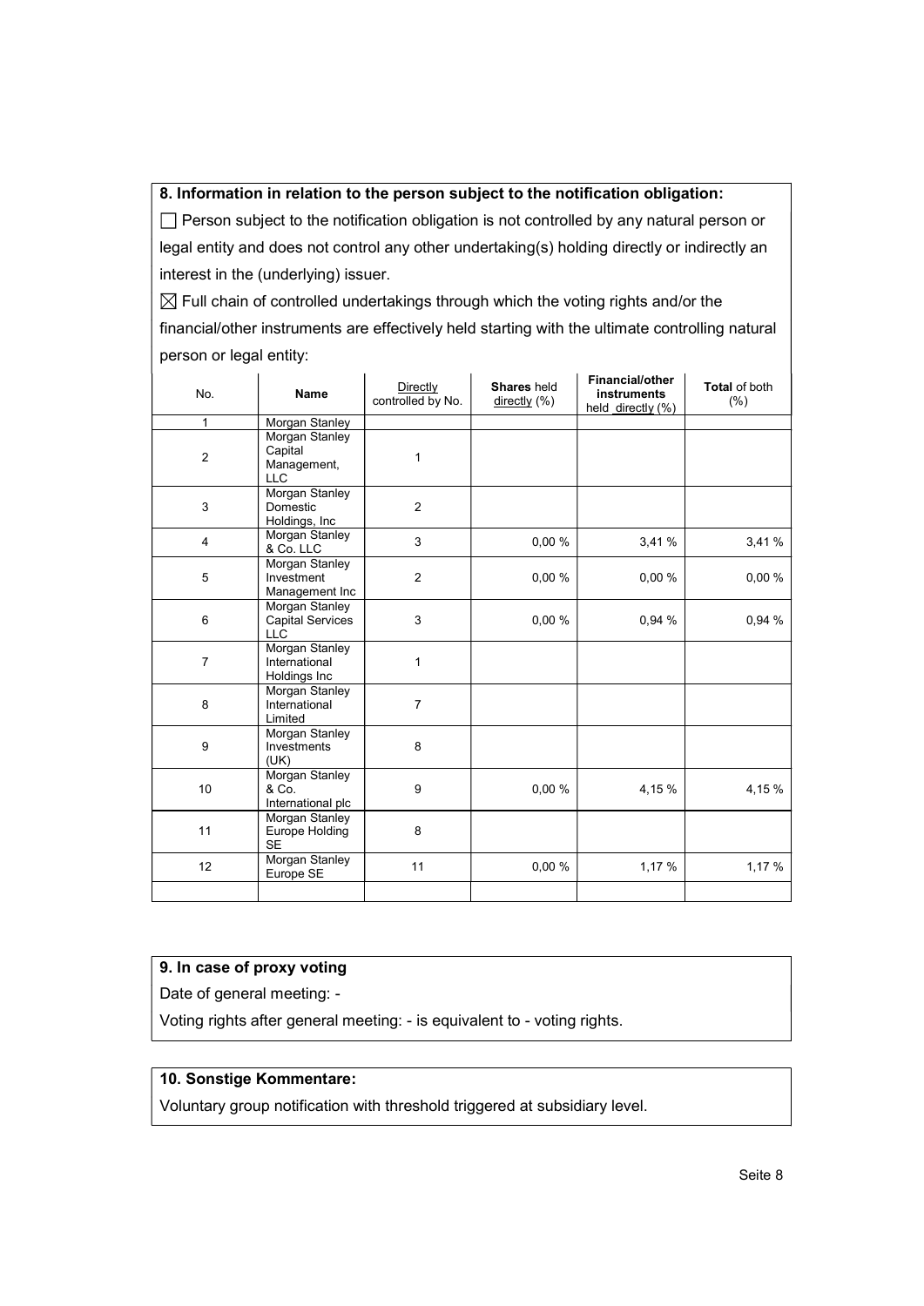**8. Information in relation to the person subject to the notification obligation:**

☐ Person subject to the notification obligation is not controlled by any natural person or legal entity and does not control any other undertaking(s) holding directly or indirectly an interest in the (underlying) issuer.

☒ Full chain of controlled undertakings through which the voting rights and/or the financial/other instruments are effectively held starting with the ultimate controlling natural person or legal entity:

| No. | Name | Directly controlled by No. | **Shares** held directly (%) | **Financial/other instruments** held directly (%) | **Total** of both (%) |
|---|---|---|---|---|---|
| 1 | Morgan Stanley | | | | |
| 2 | Morgan Stanley Capital Management, LLC | 1 | | | |
| 3 | Morgan Stanley Domestic Holdings, Inc | 2 | | | |
| 4 | Morgan Stanley & Co. LLC | 3 | 0,00 % | 3,41 % | 3,41 % |
| 5 | Morgan Stanley Investment Management Inc | 2 | 0,00 % | 0,00 % | 0,00 % |
| 6 | Morgan Stanley Capital Services LLC | 3 | 0,00 % | 0,94 % | 0,94 % |
| 7 | Morgan Stanley International Holdings Inc | 1 | | | |
| 8 | Morgan Stanley International Limited | 7 | | | |
| 9 | Morgan Stanley Investments (UK) | 8 | | | |
| 10 | Morgan Stanley & Co. International plc | 9 | 0,00 % | 4,15 % | 4,15 % |
| 11 | Morgan Stanley Europe Holding SE | 8 | | | |
| 12 | Morgan Stanley Europe SE | 11 | 0,00 % | 1,17 % | 1,17 % |
| | | | | | |

**9. In case of proxy voting**

Date of general meeting: -

Voting rights after general meeting: - is equivalent to - voting rights.

**10. Sonstige Kommentare:**

Voluntary group notification with threshold triggered at subsidiary level.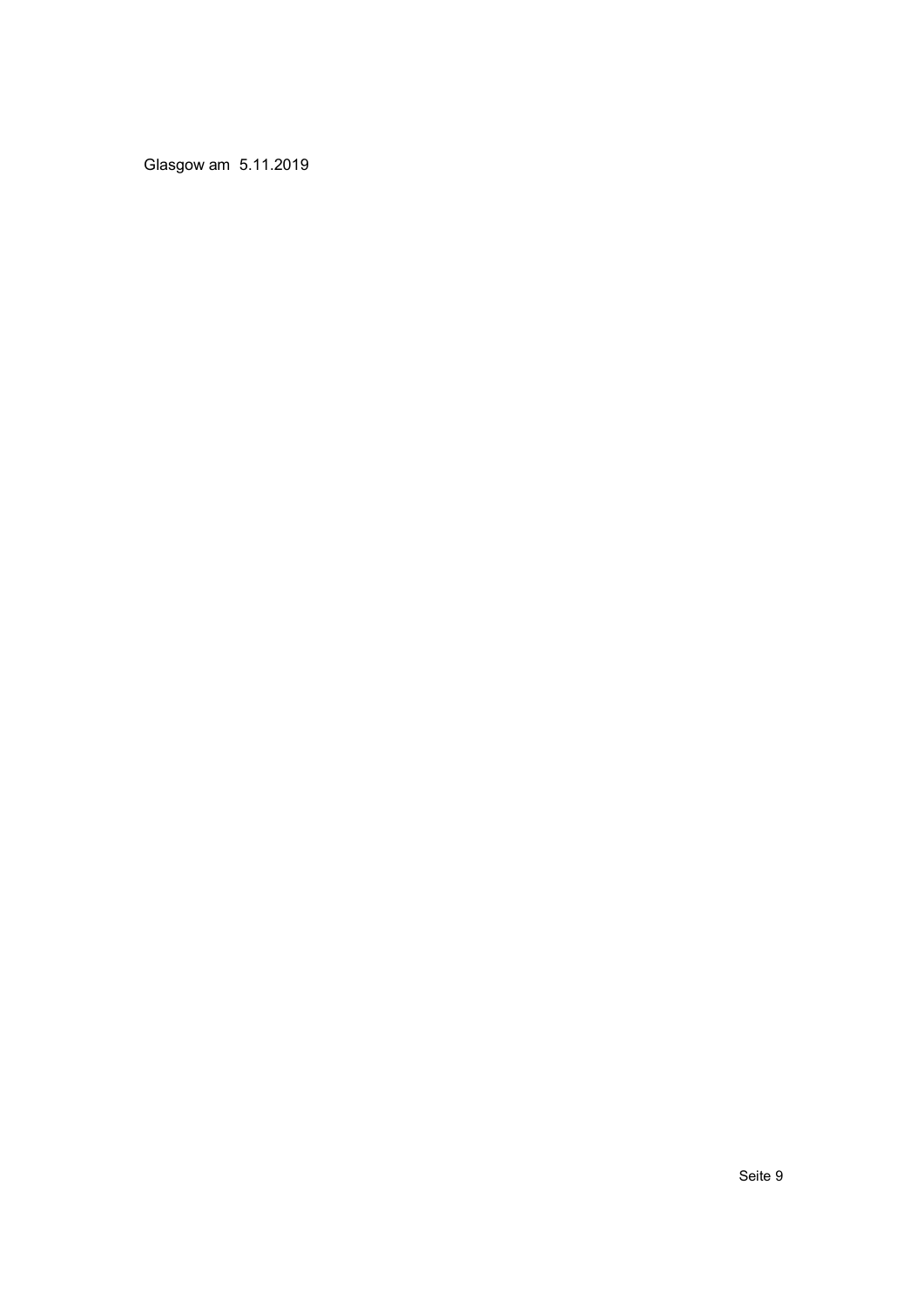Glasgow am 5.11.2019